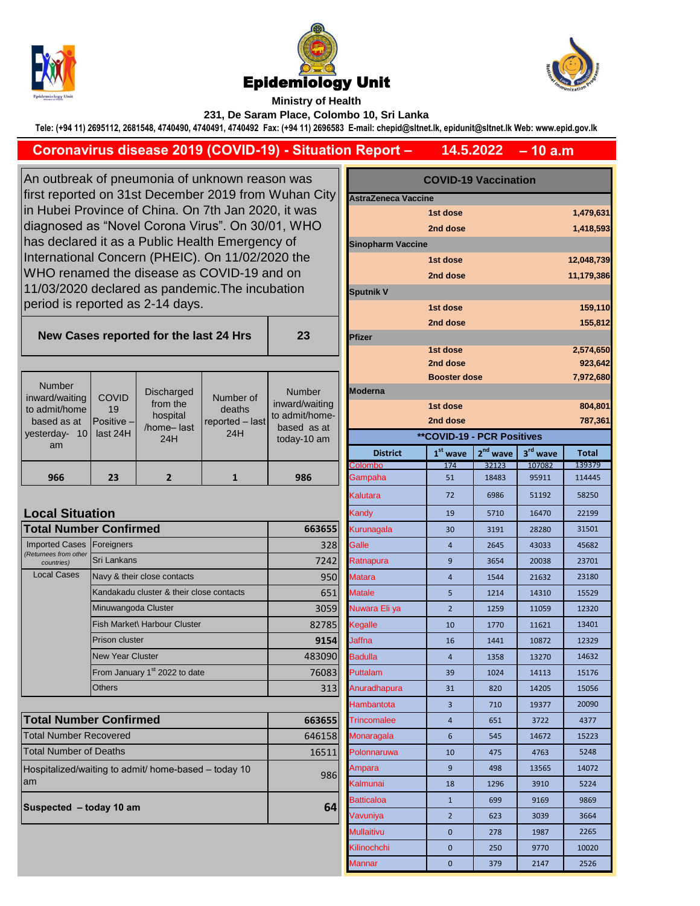# Epidemiology Unit

**Ministry of Health**

**231, De Saram Place, Colombo 10, Sri Lanka**

**Tele: (+94 11) 2695112, 2681548, 4740490, 4740491, 4740492 Fax: (+94 11) 2696583 E-mail: chepid@sltnet.lk, epidunit@sltnet.lk Web: www.epid.gov.lk**

## Coronavirus disease 2019 (COVID-19) - Situation Report – 14.5.2022 – 10 a.m

An outbreak of pneumonia of unknown reason was first reported on 31st December 2019 from Wuhan City in Hubei Province of China. On 7th Jan 2020, it was diagnosed as "Novel Corona Virus". On 30/01, WHO has declared it as a Public Health Emergency of International Concern (PHEIC). On 11/02/2020 the WHO renamed the disease as COVID-19 and on 11/03/2020 declared as pandemic.The incubation period is reported as 2-14 days.

| New Cases reported for the last 24 Hrs | 23 |
|---|---|

| Number inward/waiting to admit/home based as at yesterday- 10 am | COVID 19 Positive – last 24H | Discharged from the hospital /home– last 24H | Number of deaths reported – last 24H | Number inward/waiting to admit/home-based as at today-10 am |
|---|---|---|---|---|
| 966 | 23 | 2 | 1 | 986 |

### Local Situation

| Total Number Confirmed | | 663655 |
|---|---|---|
| Imported Cases (Returnees from other countries) | Foreigners | 328 |
| | Sri Lankans | 7242 |
| Local Cases | Navy & their close contacts | 950 |
| | Kandakadu cluster & their close contacts | 651 |
| | Minuwangoda Cluster | 3059 |
| | Fish Market\ Harbour Cluster | 82785 |
| | Prison cluster | 9154 |
| | New Year Cluster | 483090 |
| | From January 1st 2022 to date | 76083 |
| | Others | 313 |

| Total Number Confirmed | 663655 |
|---|---|
| Total Number Recovered | 646158 |
| Total Number of Deaths | 16511 |
| Hospitalized/waiting to admit/ home-based – today 10 am | 986 |
| **Suspected – today 10 am** | **64** |

### COVID-19 Vaccination

| Vaccine | Dose | Number |
|---|---|---|
| **AstraZeneca Vaccine** | | |
| | 1st dose | 1,479,631 |
| | 2nd dose | 1,418,593 |
| **Sinopharm Vaccine** | | |
| | 1st dose | 12,048,739 |
| | 2nd dose | 11,179,386 |
| **Sputnik V** | | |
| | 1st dose | 159,110 |
| | 2nd dose | 155,812 |
| **Pfizer** | | |
| | 1st dose | 2,574,650 |
| | 2nd dose | 923,642 |
| | Booster dose | 7,972,680 |
| **Moderna** | | |
| | 1st dose | 804,801 |
| | 2nd dose | 787,361 |

### **COVID-19 - PCR Positives

| District | 1st wave | 2nd wave | 3rd wave | Total |
|---|---|---|---|---|
| Colombo | 174 | 32123 | 107082 | 139379 |
| Gampaha | 51 | 18483 | 95911 | 114445 |
| Kalutara | 72 | 6986 | 51192 | 58250 |
| Kandy | 19 | 5710 | 16470 | 22199 |
| Kurunagala | 30 | 3191 | 28280 | 31501 |
| Galle | 4 | 2645 | 43033 | 45682 |
| Ratnapura | 9 | 3654 | 20038 | 23701 |
| Matara | 4 | 1544 | 21632 | 23180 |
| Matale | 5 | 1214 | 14310 | 15529 |
| Nuwara Eli ya | 2 | 1259 | 11059 | 12320 |
| Kegalle | 10 | 1770 | 11621 | 13401 |
| Jaffna | 16 | 1441 | 10872 | 12329 |
| Badulla | 4 | 1358 | 13270 | 14632 |
| Puttalam | 39 | 1024 | 14113 | 15176 |
| Anuradhapura | 31 | 820 | 14205 | 15056 |
| Hambantota | 3 | 710 | 19377 | 20090 |
| Trincomalee | 4 | 651 | 3722 | 4377 |
| Monaragala | 6 | 545 | 14672 | 15223 |
| Polonnaruwa | 10 | 475 | 4763 | 5248 |
| Ampara | 9 | 498 | 13565 | 14072 |
| Kalmunai | 18 | 1296 | 3910 | 5224 |
| Batticaloa | 1 | 699 | 9169 | 9869 |
| Vavuniya | 2 | 623 | 3039 | 3664 |
| Mullaitivu | 0 | 278 | 1987 | 2265 |
| Kilinochchi | 0 | 250 | 9770 | 10020 |
| Mannar | 0 | 379 | 2147 | 2526 |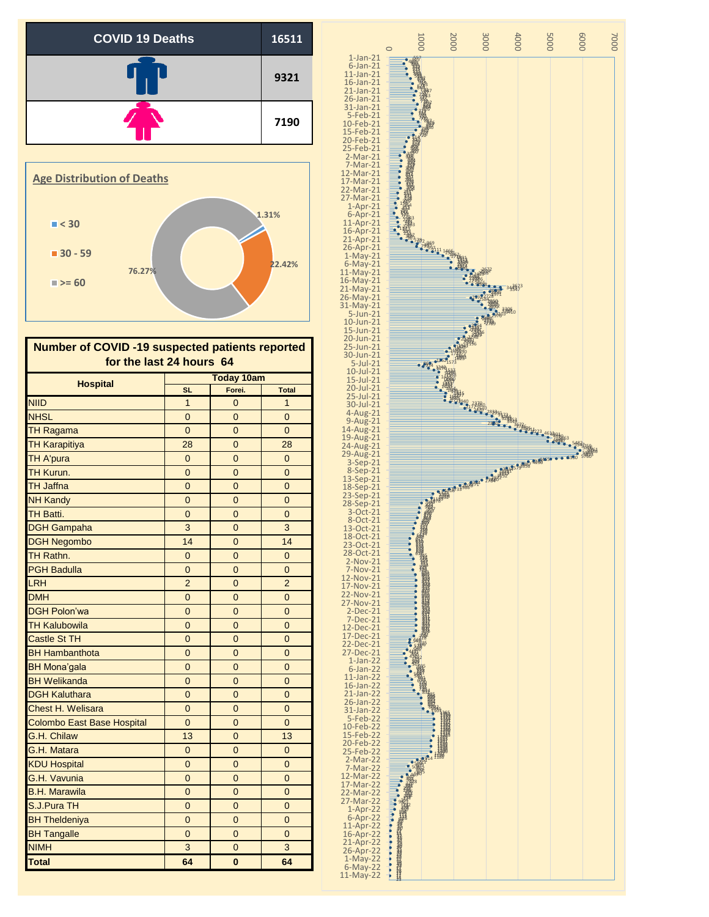| COVID 19 Deaths | 16511 |
| --- | --- |
| Male | 9321 |
| Female | 7190 |

## Age Distribution of Deaths

< 30

30 - 59

>= 60

1.31%

22.42%

76.27%

| Number of COVID -19 suspected patients reported for the last 24 hours 64 | | | |
| --- | --- | --- | --- |
| Hospital | Today 10am | | |
| | SL | Forei. | Total |
| NIID | 1 | 0 | 1 |
| NHSL | 0 | 0 | 0 |
| TH Ragama | 0 | 0 | 0 |
| TH Karapitiya | 28 | 0 | 28 |
| TH A'pura | 0 | 0 | 0 |
| TH Kurun. | 0 | 0 | 0 |
| TH Jaffna | 0 | 0 | 0 |
| NH Kandy | 0 | 0 | 0 |
| TH Batti. | 0 | 0 | 0 |
| DGH Gampaha | 3 | 0 | 3 |
| DGH Negombo | 14 | 0 | 14 |
| TH Rathn. | 0 | 0 | 0 |
| PGH Badulla | 0 | 0 | 0 |
| LRH | 2 | 0 | 2 |
| DMH | 0 | 0 | 0 |
| DGH Polon'wa | 0 | 0 | 0 |
| TH Kalubowila | 0 | 0 | 0 |
| Castle St TH | 0 | 0 | 0 |
| BH Hambanthota | 0 | 0 | 0 |
| BH Mona'gala | 0 | 0 | 0 |
| BH Welikanda | 0 | 0 | 0 |
| DGH Kaluthara | 0 | 0 | 0 |
| Chest H. Welisara | 0 | 0 | 0 |
| Colombo East Base Hospital | 0 | 0 | 0 |
| G.H. Chilaw | 13 | 0 | 13 |
| G.H. Matara | 0 | 0 | 0 |
| KDU Hospital | 0 | 0 | 0 |
| G.H. Vavunia | 0 | 0 | 0 |
| B.H. Marawila | 0 | 0 | 0 |
| S.J.Pura TH | 0 | 0 | 0 |
| BH Theldeniya | 0 | 0 | 0 |
| BH Tangalle | 0 | 0 | 0 |
| NIMH | 3 | 0 | 3 |
| **Total** | **64** | **0** | **64** |

0 1000 2000 3000 4000 5000 6000 7000

1-Jan-21 … 11-May-22